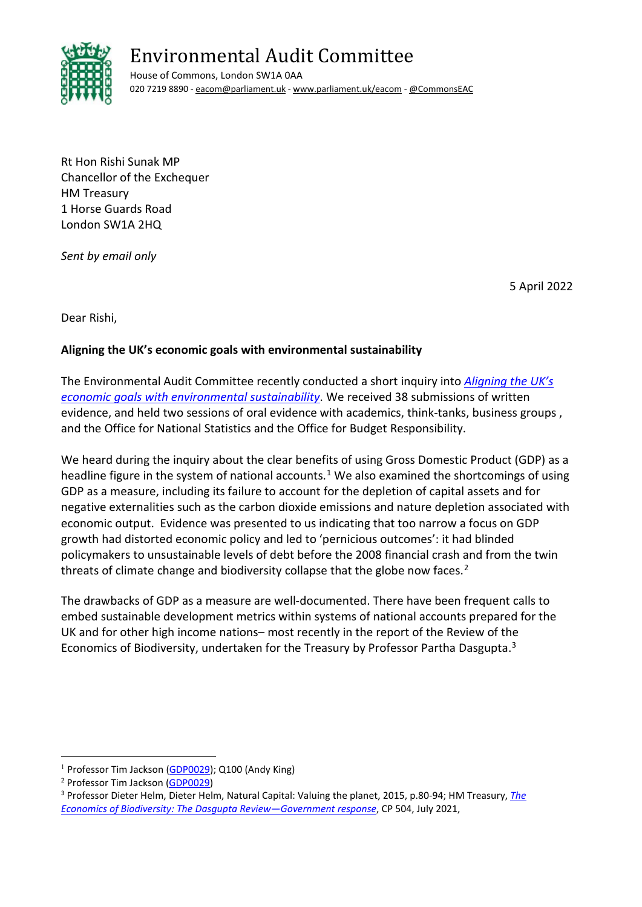# Environmental Audit Committee

House of Commons, London SW1A 0AA
020 7219 8890 - eacom@parliament.uk - www.parliament.uk/eacom - @CommonsEAC

Rt Hon Rishi Sunak MP
Chancellor of the Exchequer
HM Treasury
1 Horse Guards Road
London SW1A 2HQ

*Sent by email only*

5 April 2022

Dear Rishi,

**Aligning the UK's economic goals with environmental sustainability**

The Environmental Audit Committee recently conducted a short inquiry into *Aligning the UK's economic goals with environmental sustainability*. We received 38 submissions of written evidence, and held two sessions of oral evidence with academics, think-tanks, business groups , and the Office for National Statistics and the Office for Budget Responsibility.

We heard during the inquiry about the clear benefits of using Gross Domestic Product (GDP) as a headline figure in the system of national accounts.[1] We also examined the shortcomings of using GDP as a measure, including its failure to account for the depletion of capital assets and for negative externalities such as the carbon dioxide emissions and nature depletion associated with economic output. Evidence was presented to us indicating that too narrow a focus on GDP growth had distorted economic policy and led to 'pernicious outcomes': it had blinded policymakers to unsustainable levels of debt before the 2008 financial crash and from the twin threats of climate change and biodiversity collapse that the globe now faces.[2]

The drawbacks of GDP as a measure are well-documented. There have been frequent calls to embed sustainable development metrics within systems of national accounts prepared for the UK and for other high income nations– most recently in the report of the Review of the Economics of Biodiversity, undertaken for the Treasury by Professor Partha Dasgupta.[3]

---

[1] Professor Tim Jackson (GDP0029); Q100 (Andy King)

[2] Professor Tim Jackson (GDP0029)

[3] Professor Dieter Helm, Dieter Helm, Natural Capital: Valuing the planet, 2015, p.80-94; HM Treasury, *The Economics of Biodiversity: The Dasgupta Review—Government response*, CP 504, July 2021,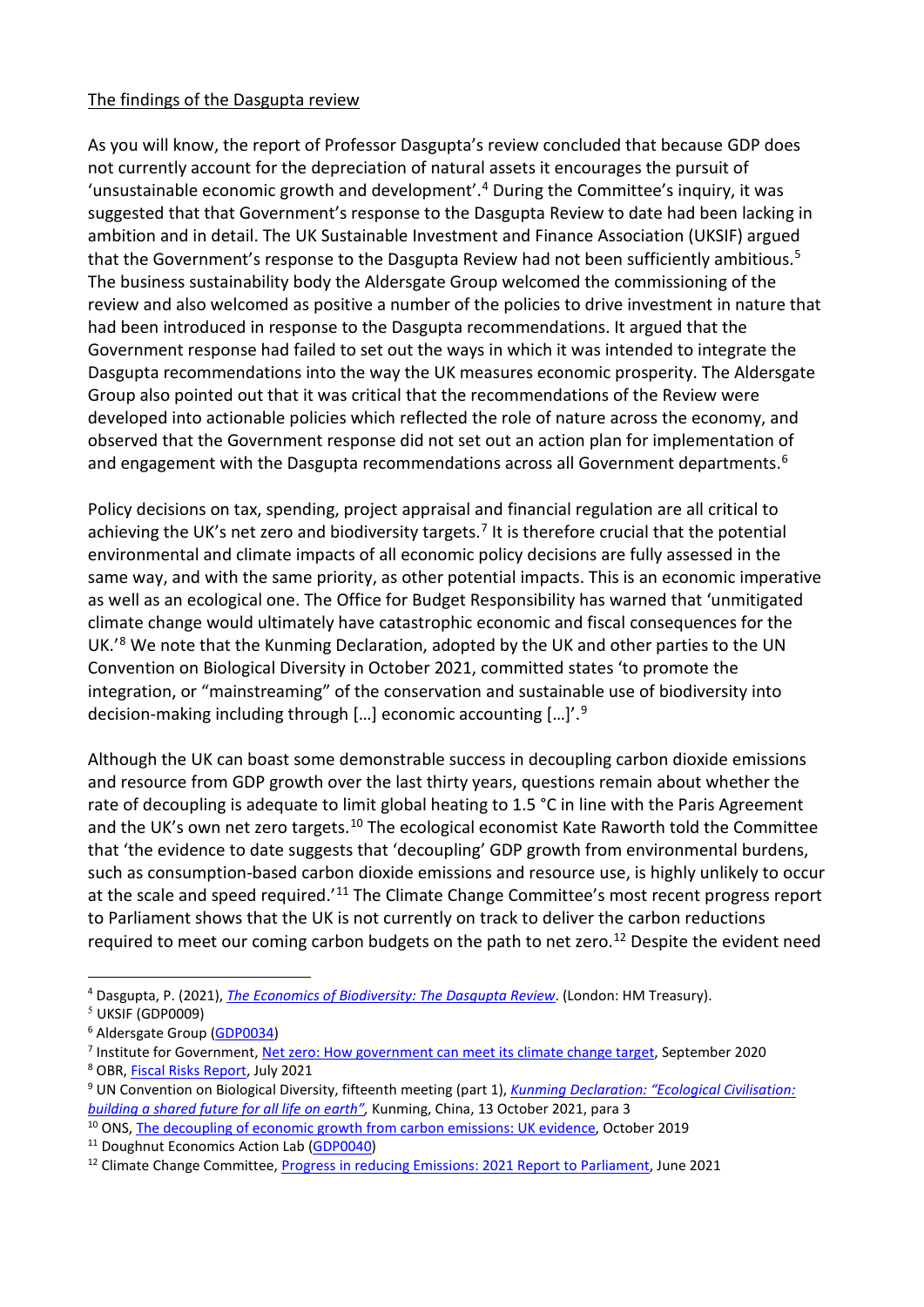The findings of the Dasgupta review

As you will know, the report of Professor Dasgupta's review concluded that because GDP does not currently account for the depreciation of natural assets it encourages the pursuit of 'unsustainable economic growth and development'.[4] During the Committee's inquiry, it was suggested that that Government's response to the Dasgupta Review to date had been lacking in ambition and in detail. The UK Sustainable Investment and Finance Association (UKSIF) argued that the Government's response to the Dasgupta Review had not been sufficiently ambitious.[5] The business sustainability body the Aldersgate Group welcomed the commissioning of the review and also welcomed as positive a number of the policies to drive investment in nature that had been introduced in response to the Dasgupta recommendations. It argued that the Government response had failed to set out the ways in which it was intended to integrate the Dasgupta recommendations into the way the UK measures economic prosperity. The Aldersgate Group also pointed out that it was critical that the recommendations of the Review were developed into actionable policies which reflected the role of nature across the economy, and observed that the Government response did not set out an action plan for implementation of and engagement with the Dasgupta recommendations across all Government departments.[6]

Policy decisions on tax, spending, project appraisal and financial regulation are all critical to achieving the UK's net zero and biodiversity targets.[7] It is therefore crucial that the potential environmental and climate impacts of all economic policy decisions are fully assessed in the same way, and with the same priority, as other potential impacts. This is an economic imperative as well as an ecological one. The Office for Budget Responsibility has warned that 'unmitigated climate change would ultimately have catastrophic economic and fiscal consequences for the UK.'[8] We note that the Kunming Declaration, adopted by the UK and other parties to the UN Convention on Biological Diversity in October 2021, committed states 'to promote the integration, or "mainstreaming" of the conservation and sustainable use of biodiversity into decision-making including through […] economic accounting […]'.[9]

Although the UK can boast some demonstrable success in decoupling carbon dioxide emissions and resource from GDP growth over the last thirty years, questions remain about whether the rate of decoupling is adequate to limit global heating to 1.5 °C in line with the Paris Agreement and the UK's own net zero targets.[10] The ecological economist Kate Raworth told the Committee that 'the evidence to date suggests that 'decoupling' GDP growth from environmental burdens, such as consumption-based carbon dioxide emissions and resource use, is highly unlikely to occur at the scale and speed required.'[11] The Climate Change Committee's most recent progress report to Parliament shows that the UK is not currently on track to deliver the carbon reductions required to meet our coming carbon budgets on the path to net zero.[12] Despite the evident need

---

[4] Dasgupta, P. (2021), *The Economics of Biodiversity: The Dasgupta Review*. (London: HM Treasury).

[5] UKSIF (GDP0009)

[6] Aldersgate Group (GDP0034)

[7] Institute for Government, Net zero: How government can meet its climate change target, September 2020

[8] OBR, Fiscal Risks Report, July 2021

[9] UN Convention on Biological Diversity, fifteenth meeting (part 1), *Kunming Declaration: "Ecological Civilisation: building a shared future for all life on earth"*, Kunming, China, 13 October 2021, para 3

[10] ONS, The decoupling of economic growth from carbon emissions: UK evidence, October 2019

[11] Doughnut Economics Action Lab (GDP0040)

[12] Climate Change Committee, Progress in reducing Emissions: 2021 Report to Parliament, June 2021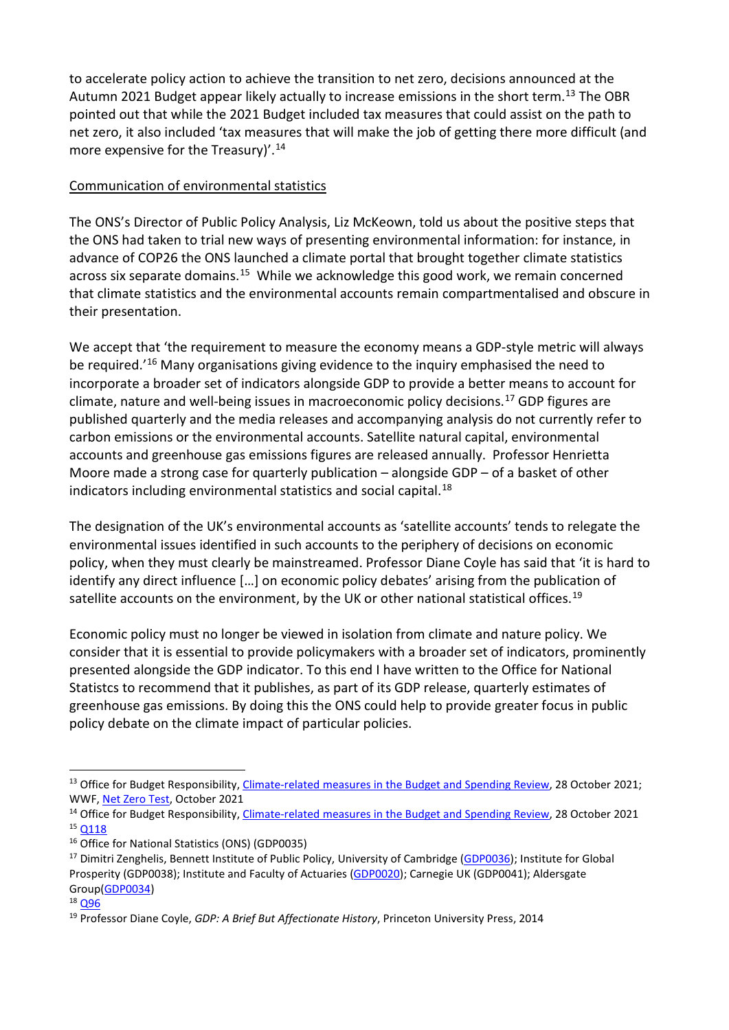to accelerate policy action to achieve the transition to net zero, decisions announced at the Autumn 2021 Budget appear likely actually to increase emissions in the short term.[13] The OBR pointed out that while the 2021 Budget included tax measures that could assist on the path to net zero, it also included 'tax measures that will make the job of getting there more difficult (and more expensive for the Treasury)'.[14]

Communication of environmental statistics

The ONS's Director of Public Policy Analysis, Liz McKeown, told us about the positive steps that the ONS had taken to trial new ways of presenting environmental information: for instance, in advance of COP26 the ONS launched a climate portal that brought together climate statistics across six separate domains.[15] While we acknowledge this good work, we remain concerned that climate statistics and the environmental accounts remain compartmentalised and obscure in their presentation.

We accept that 'the requirement to measure the economy means a GDP-style metric will always be required.'[16] Many organisations giving evidence to the inquiry emphasised the need to incorporate a broader set of indicators alongside GDP to provide a better means to account for climate, nature and well-being issues in macroeconomic policy decisions.[17] GDP figures are published quarterly and the media releases and accompanying analysis do not currently refer to carbon emissions or the environmental accounts. Satellite natural capital, environmental accounts and greenhouse gas emissions figures are released annually. Professor Henrietta Moore made a strong case for quarterly publication – alongside GDP – of a basket of other indicators including environmental statistics and social capital.[18]

The designation of the UK's environmental accounts as 'satellite accounts' tends to relegate the environmental issues identified in such accounts to the periphery of decisions on economic policy, when they must clearly be mainstreamed. Professor Diane Coyle has said that 'it is hard to identify any direct influence […] on economic policy debates' arising from the publication of satellite accounts on the environment, by the UK or other national statistical offices.[19]

Economic policy must no longer be viewed in isolation from climate and nature policy. We consider that it is essential to provide policymakers with a broader set of indicators, prominently presented alongside the GDP indicator. To this end I have written to the Office for National Statistcs to recommend that it publishes, as part of its GDP release, quarterly estimates of greenhouse gas emissions. By doing this the ONS could help to provide greater focus in public policy debate on the climate impact of particular policies.

---

[13] Office for Budget Responsibility, Climate-related measures in the Budget and Spending Review, 28 October 2021; WWF, Net Zero Test, October 2021

[14] Office for Budget Responsibility, Climate-related measures in the Budget and Spending Review, 28 October 2021

[15] Q118

[16] Office for National Statistics (ONS) (GDP0035)

[17] Dimitri Zenghelis, Bennett Institute of Public Policy, University of Cambridge (GDP0036); Institute for Global Prosperity (GDP0038); Institute and Faculty of Actuaries (GDP0020); Carnegie UK (GDP0041); Aldersgate Group(GDP0034)

[18] Q96

[19] Professor Diane Coyle, *GDP: A Brief But Affectionate History*, Princeton University Press, 2014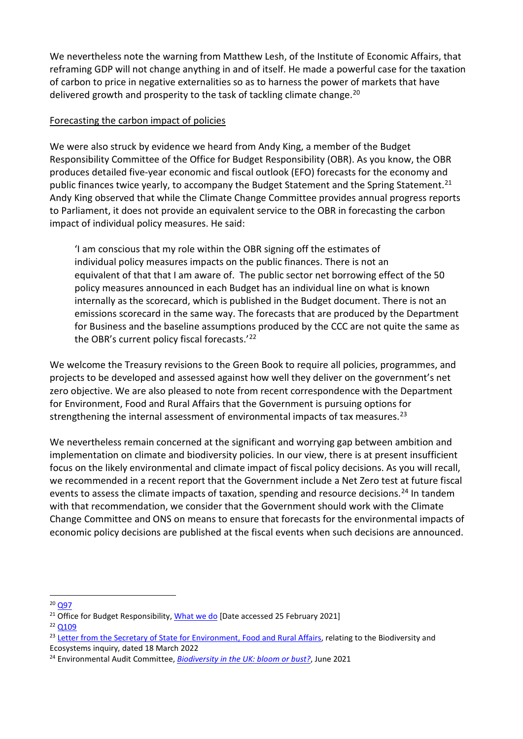We nevertheless note the warning from Matthew Lesh, of the Institute of Economic Affairs, that reframing GDP will not change anything in and of itself. He made a powerful case for the taxation of carbon to price in negative externalities so as to harness the power of markets that have delivered growth and prosperity to the task of tackling climate change.[20]

Forecasting the carbon impact of policies

We were also struck by evidence we heard from Andy King, a member of the Budget Responsibility Committee of the Office for Budget Responsibility (OBR). As you know, the OBR produces detailed five-year economic and fiscal outlook (EFO) forecasts for the economy and public finances twice yearly, to accompany the Budget Statement and the Spring Statement.[21] Andy King observed that while the Climate Change Committee provides annual progress reports to Parliament, it does not provide an equivalent service to the OBR in forecasting the carbon impact of individual policy measures. He said:

> 'I am conscious that my role within the OBR signing off the estimates of individual policy measures impacts on the public finances. There is not an equivalent of that that I am aware of. The public sector net borrowing effect of the 50 policy measures announced in each Budget has an individual line on what is known internally as the scorecard, which is published in the Budget document. There is not an emissions scorecard in the same way. The forecasts that are produced by the Department for Business and the baseline assumptions produced by the CCC are not quite the same as the OBR's current policy fiscal forecasts.'[22]

We welcome the Treasury revisions to the Green Book to require all policies, programmes, and projects to be developed and assessed against how well they deliver on the government's net zero objective. We are also pleased to note from recent correspondence with the Department for Environment, Food and Rural Affairs that the Government is pursuing options for strengthening the internal assessment of environmental impacts of tax measures.[23]

We nevertheless remain concerned at the significant and worrying gap between ambition and implementation on climate and biodiversity policies. In our view, there is at present insufficient focus on the likely environmental and climate impact of fiscal policy decisions. As you will recall, we recommended in a recent report that the Government include a Net Zero test at future fiscal events to assess the climate impacts of taxation, spending and resource decisions.[24] In tandem with that recommendation, we consider that the Government should work with the Climate Change Committee and ONS on means to ensure that forecasts for the environmental impacts of economic policy decisions are published at the fiscal events when such decisions are announced.

---

[20] Q97

[21] Office for Budget Responsibility, What we do [Date accessed 25 February 2021]

[22] Q109

[23] Letter from the Secretary of State for Environment, Food and Rural Affairs, relating to the Biodiversity and Ecosystems inquiry, dated 18 March 2022

[24] Environmental Audit Committee, *Biodiversity in the UK: bloom or bust?*, June 2021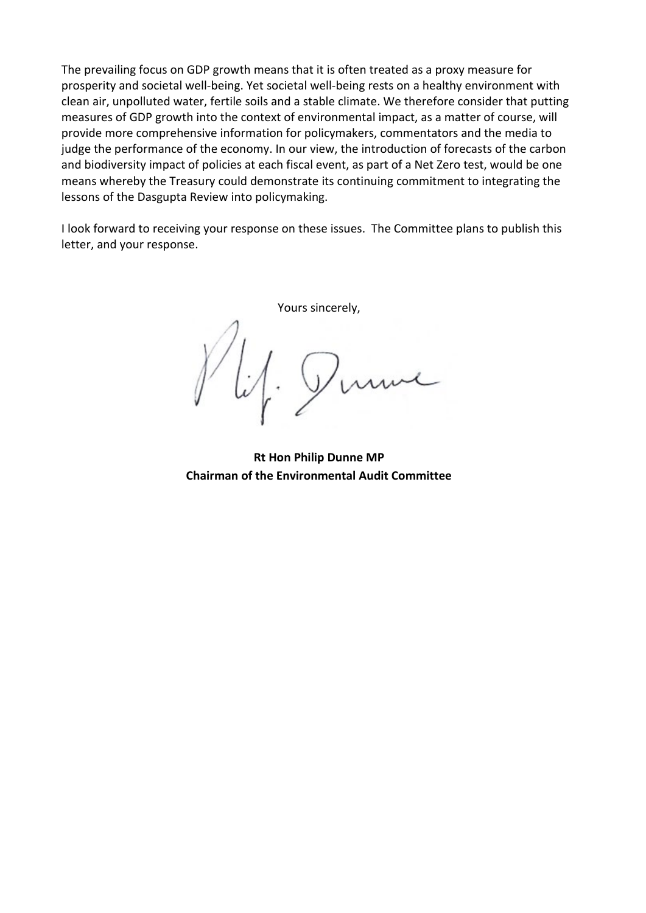The prevailing focus on GDP growth means that it is often treated as a proxy measure for prosperity and societal well-being. Yet societal well-being rests on a healthy environment with clean air, unpolluted water, fertile soils and a stable climate. We therefore consider that putting measures of GDP growth into the context of environmental impact, as a matter of course, will provide more comprehensive information for policymakers, commentators and the media to judge the performance of the economy. In our view, the introduction of forecasts of the carbon and biodiversity impact of policies at each fiscal event, as part of a Net Zero test, would be one means whereby the Treasury could demonstrate its continuing commitment to integrating the lessons of the Dasgupta Review into policymaking.

I look forward to receiving your response on these issues. The Committee plans to publish this letter, and your response.

Yours sincerely,

**Rt Hon Philip Dunne MP**
**Chairman of the Environmental Audit Committee**